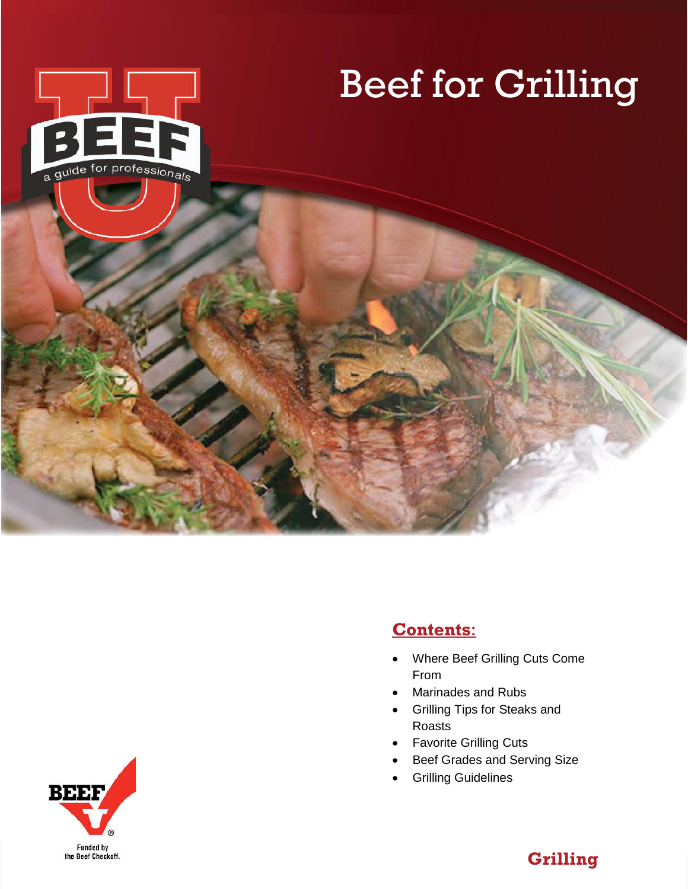# Beef for Grilling

BEEF U

a guide for professionals

## Contents:

- Where Beef Grilling Cuts Come From
- Marinades and Rubs
- Grilling Tips for Steaks and Roasts
- Favorite Grilling Cuts
- Beef Grades and Serving Size
- Grilling Guidelines

BEEF ®

Funded by the Beef Checkoff.

Grilling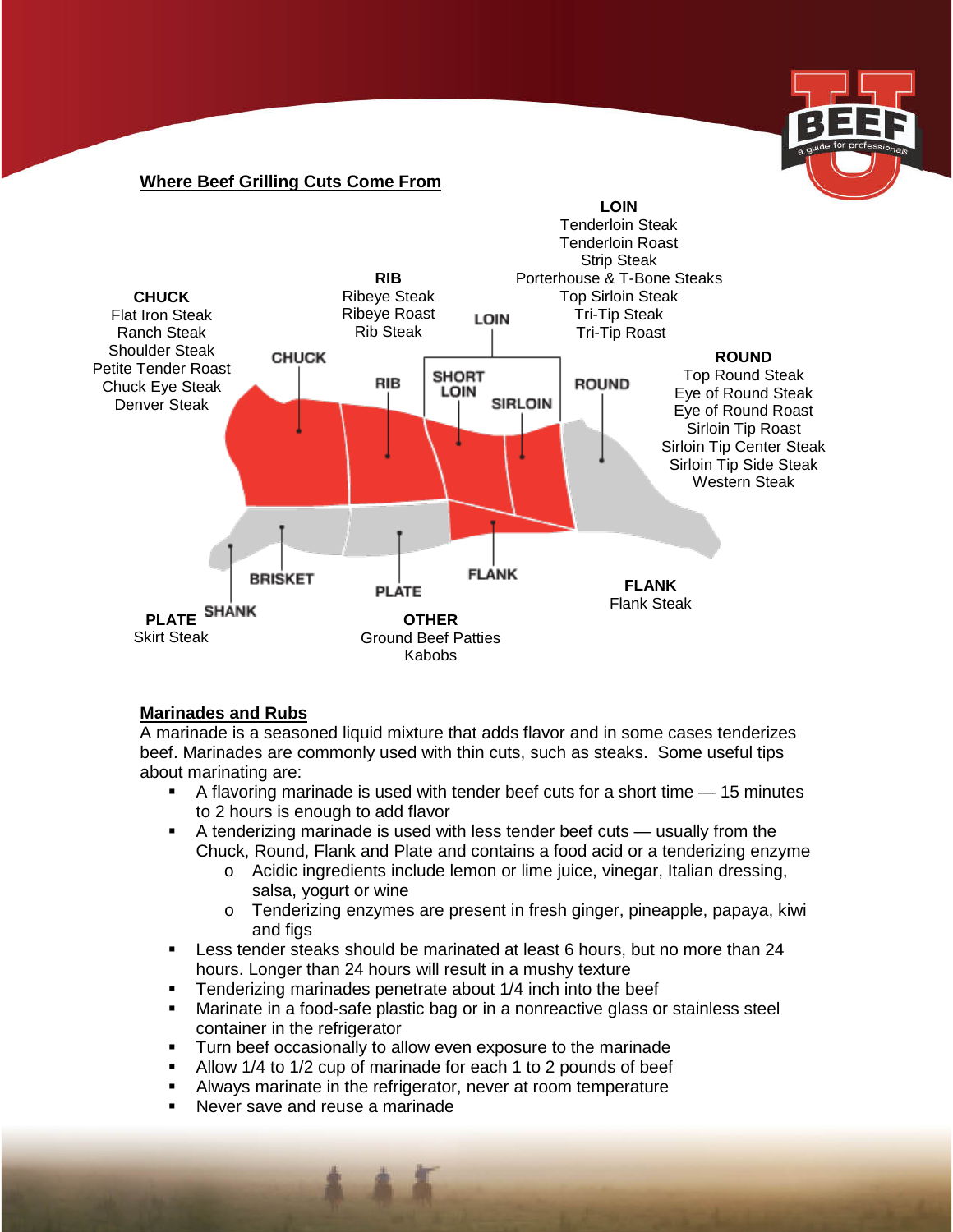## Where Beef Grilling Cuts Come From

**LOIN**
Tenderloin Steak
Tenderloin Roast
Strip Steak
Porterhouse & T-Bone Steaks
Top Sirloin Steak
Tri-Tip Steak
Tri-Tip Roast

**RIB**
Ribeye Steak
Ribeye Roast
Rib Steak

**CHUCK**
Flat Iron Steak
Ranch Steak
Shoulder Steak
Petite Tender Roast
Chuck Eye Steak
Denver Steak

CHUCK RIB SHORT LOIN LOIN SIRLOIN ROUND BRISKET SHANK PLATE FLANK

**ROUND**
Top Round Steak
Eye of Round Steak
Eye of Round Roast
Sirloin Tip Roast
Sirloin Tip Center Steak
Sirloin Tip Side Steak
Western Steak

**FLANK**
Flank Steak

**PLATE**
Skirt Steak

**OTHER**
Ground Beef Patties
Kabobs

## Marinades and Rubs

A marinade is a seasoned liquid mixture that adds flavor and in some cases tenderizes beef. Marinades are commonly used with thin cuts, such as steaks. Some useful tips about marinating are:

- A flavoring marinade is used with tender beef cuts for a short time — 15 minutes to 2 hours is enough to add flavor
- A tenderizing marinade is used with less tender beef cuts — usually from the Chuck, Round, Flank and Plate and contains a food acid or a tenderizing enzyme
  - Acidic ingredients include lemon or lime juice, vinegar, Italian dressing, salsa, yogurt or wine
  - Tenderizing enzymes are present in fresh ginger, pineapple, papaya, kiwi and figs
- Less tender steaks should be marinated at least 6 hours, but no more than 24 hours. Longer than 24 hours will result in a mushy texture
- Tenderizing marinades penetrate about 1/4 inch into the beef
- Marinate in a food-safe plastic bag or in a nonreactive glass or stainless steel container in the refrigerator
- Turn beef occasionally to allow even exposure to the marinade
- Allow 1/4 to 1/2 cup of marinade for each 1 to 2 pounds of beef
- Always marinate in the refrigerator, never at room temperature
- Never save and reuse a marinade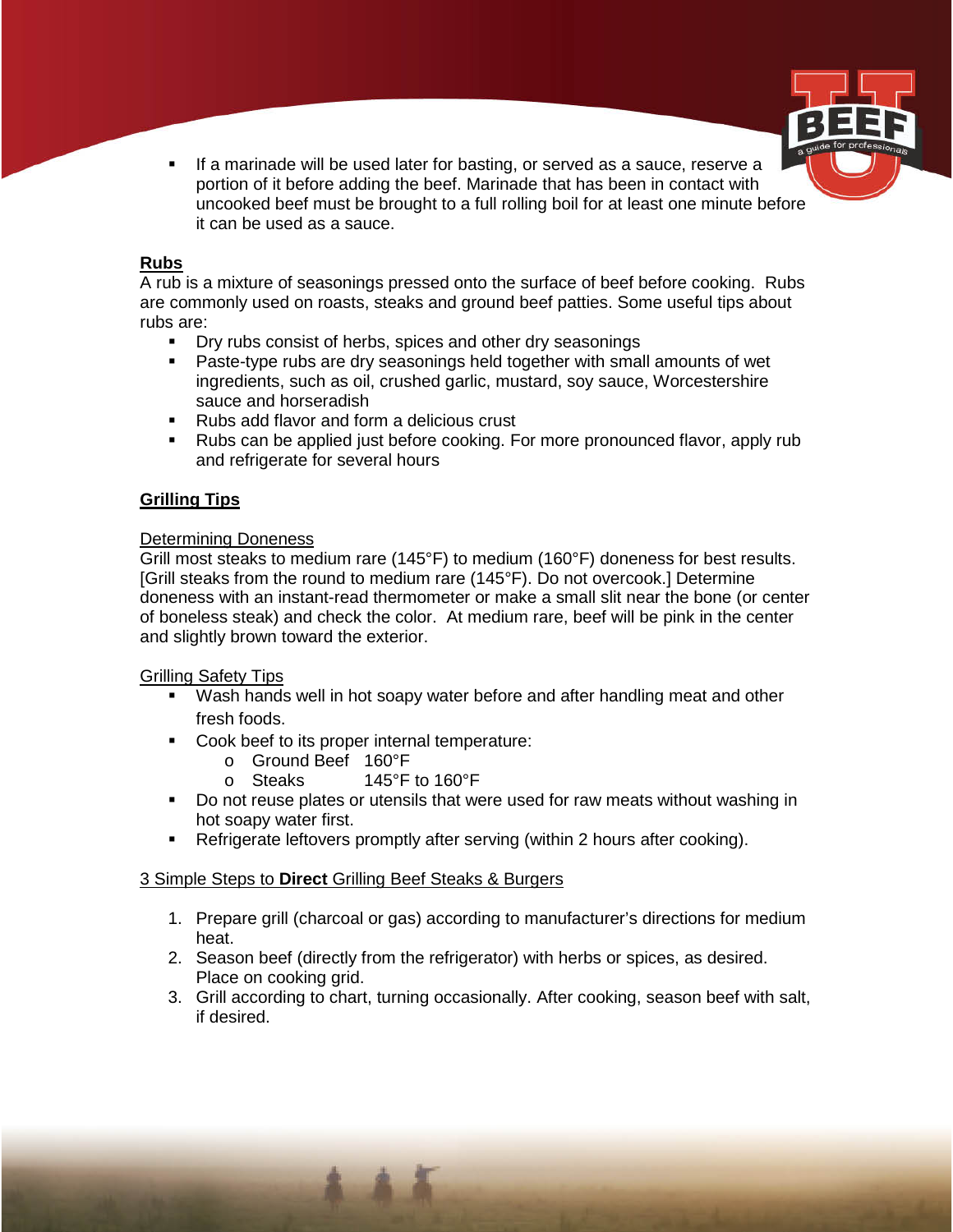- If a marinade will be used later for basting, or served as a sauce, reserve a portion of it before adding the beef. Marinade that has been in contact with uncooked beef must be brought to a full rolling boil for at least one minute before it can be used as a sauce.

## Rubs

A rub is a mixture of seasonings pressed onto the surface of beef before cooking. Rubs are commonly used on roasts, steaks and ground beef patties. Some useful tips about rubs are:

- Dry rubs consist of herbs, spices and other dry seasonings
- Paste-type rubs are dry seasonings held together with small amounts of wet ingredients, such as oil, crushed garlic, mustard, soy sauce, Worcestershire sauce and horseradish
- Rubs add flavor and form a delicious crust
- Rubs can be applied just before cooking. For more pronounced flavor, apply rub and refrigerate for several hours

## Grilling Tips

### Determining Doneness

Grill most steaks to medium rare (145°F) to medium (160°F) doneness for best results. [Grill steaks from the round to medium rare (145°F). Do not overcook.] Determine doneness with an instant-read thermometer or make a small slit near the bone (or center of boneless steak) and check the color. At medium rare, beef will be pink in the center and slightly brown toward the exterior.

### Grilling Safety Tips

- Wash hands well in hot soapy water before and after handling meat and other fresh foods.
- Cook beef to its proper internal temperature:
  - Ground Beef 160°F
  - Steaks 145°F to 160°F
- Do not reuse plates or utensils that were used for raw meats without washing in hot soapy water first.
- Refrigerate leftovers promptly after serving (within 2 hours after cooking).

### 3 Simple Steps to **Direct** Grilling Beef Steaks & Burgers

1. Prepare grill (charcoal or gas) according to manufacturer's directions for medium heat.
2. Season beef (directly from the refrigerator) with herbs or spices, as desired. Place on cooking grid.
3. Grill according to chart, turning occasionally. After cooking, season beef with salt, if desired.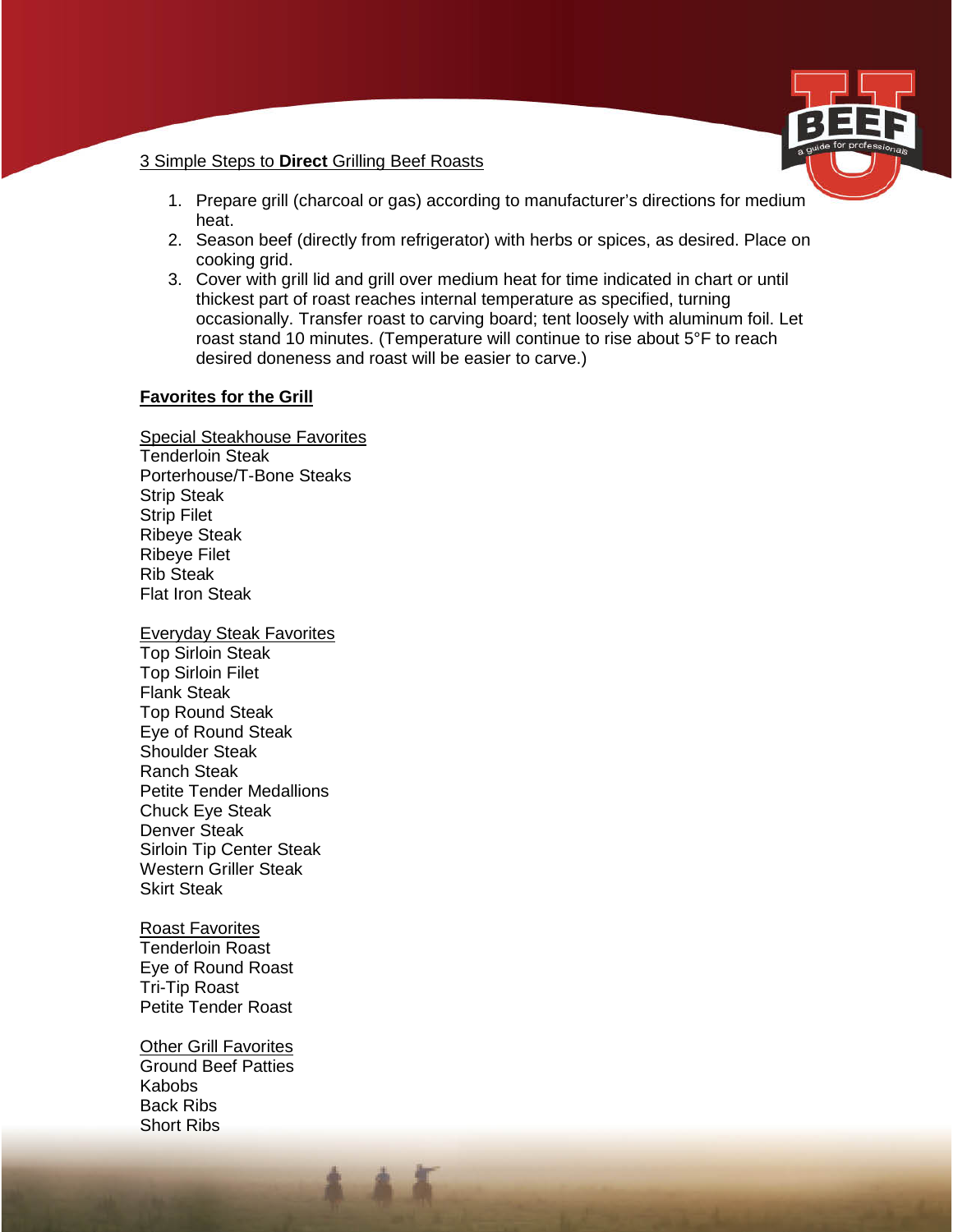3 Simple Steps to **Direct** Grilling Beef Roasts

1. Prepare grill (charcoal or gas) according to manufacturer's directions for medium heat.
2. Season beef (directly from refrigerator) with herbs or spices, as desired. Place on cooking grid.
3. Cover with grill lid and grill over medium heat for time indicated in chart or until thickest part of roast reaches internal temperature as specified, turning occasionally. Transfer roast to carving board; tent loosely with aluminum foil. Let roast stand 10 minutes. (Temperature will continue to rise about 5°F to reach desired doneness and roast will be easier to carve.)

## Favorites for the Grill

### Special Steakhouse Favorites

Tenderloin Steak
Porterhouse/T-Bone Steaks
Strip Steak
Strip Filet
Ribeye Steak
Ribeye Filet
Rib Steak
Flat Iron Steak

### Everyday Steak Favorites

Top Sirloin Steak
Top Sirloin Filet
Flank Steak
Top Round Steak
Eye of Round Steak
Shoulder Steak
Ranch Steak
Petite Tender Medallions
Chuck Eye Steak
Denver Steak
Sirloin Tip Center Steak
Western Griller Steak
Skirt Steak

### Roast Favorites

Tenderloin Roast
Eye of Round Roast
Tri-Tip Roast
Petite Tender Roast

### Other Grill Favorites

Ground Beef Patties
Kabobs
Back Ribs
Short Ribs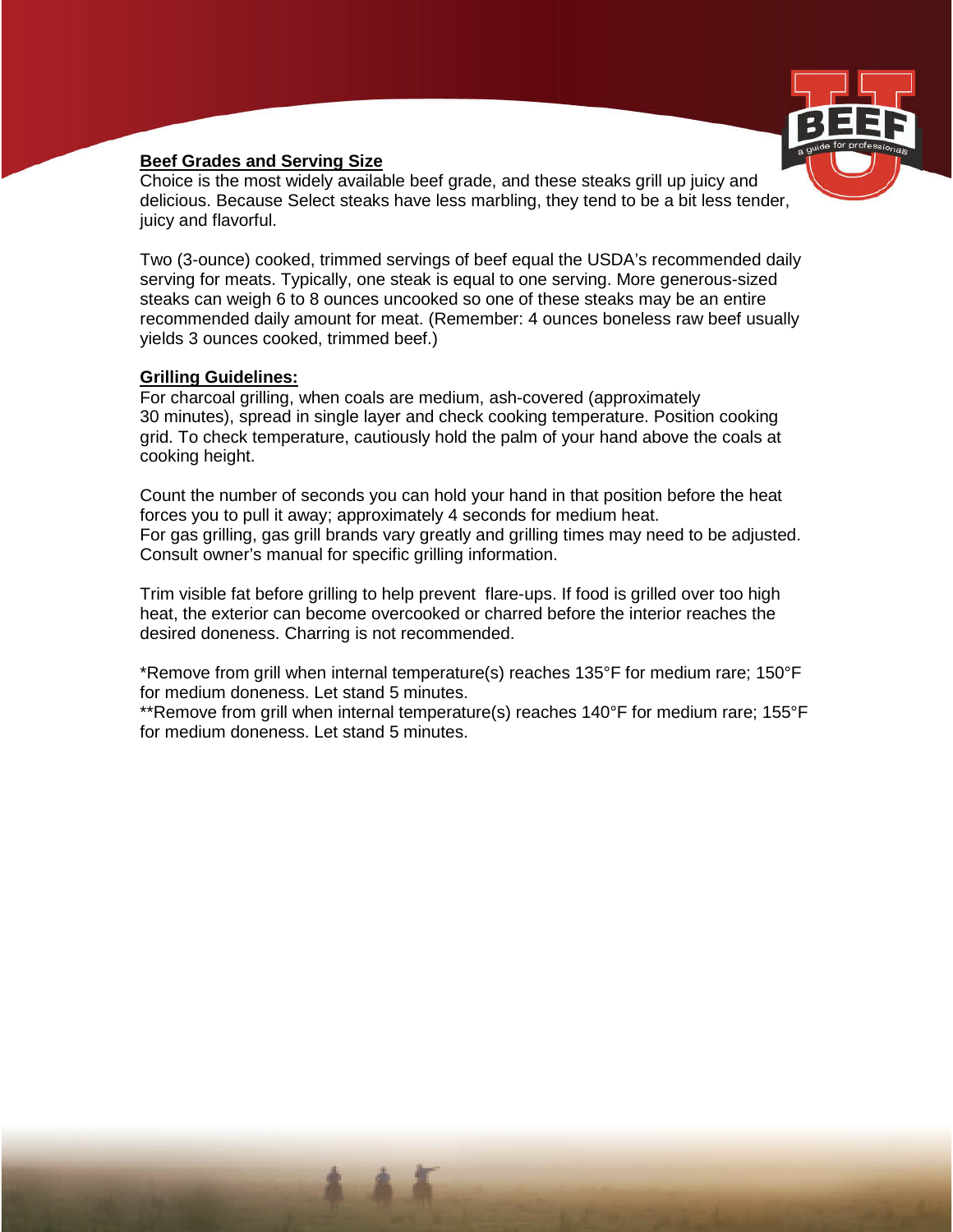**Beef Grades and Serving Size**

Choice is the most widely available beef grade, and these steaks grill up juicy and delicious. Because Select steaks have less marbling, they tend to be a bit less tender, juicy and flavorful.

Two (3-ounce) cooked, trimmed servings of beef equal the USDA's recommended daily serving for meats. Typically, one steak is equal to one serving. More generous-sized steaks can weigh 6 to 8 ounces uncooked so one of these steaks may be an entire recommended daily amount for meat. (Remember: 4 ounces boneless raw beef usually yields 3 ounces cooked, trimmed beef.)

**Grilling Guidelines:**

For charcoal grilling, when coals are medium, ash-covered (approximately 30 minutes), spread in single layer and check cooking temperature. Position cooking grid. To check temperature, cautiously hold the palm of your hand above the coals at cooking height.

Count the number of seconds you can hold your hand in that position before the heat forces you to pull it away; approximately 4 seconds for medium heat.
For gas grilling, gas grill brands vary greatly and grilling times may need to be adjusted. Consult owner's manual for specific grilling information.

Trim visible fat before grilling to help prevent flare-ups. If food is grilled over too high heat, the exterior can become overcooked or charred before the interior reaches the desired doneness. Charring is not recommended.

*Remove from grill when internal temperature(s) reaches 135°F for medium rare; 150°F for medium doneness. Let stand 5 minutes.
**Remove from grill when internal temperature(s) reaches 140°F for medium rare; 155°F for medium doneness. Let stand 5 minutes.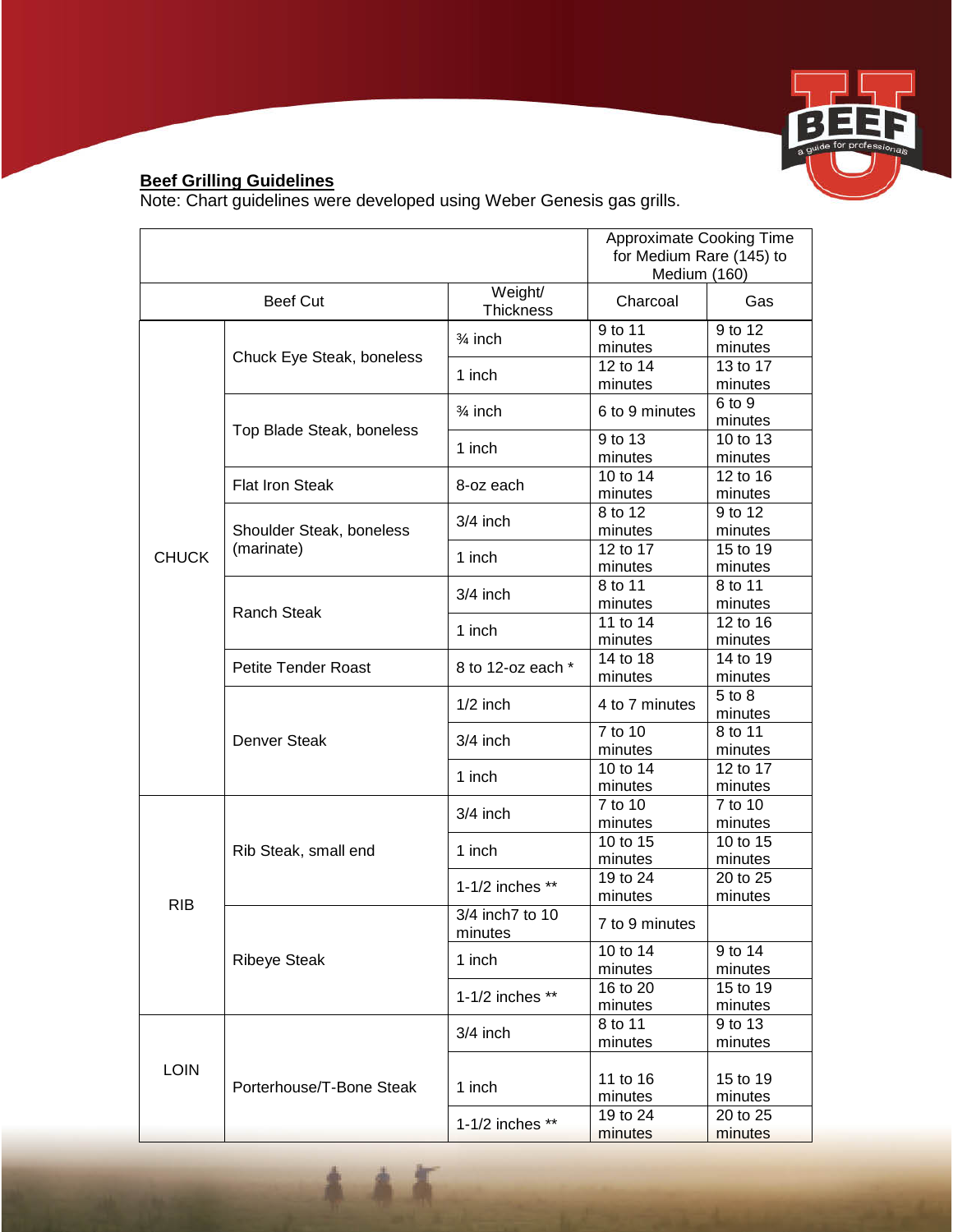**Beef Grilling Guidelines**

Note: Chart guidelines were developed using Weber Genesis gas grills.

| | | | Approximate Cooking Time for Medium Rare (145) to Medium (160) | |
|---|---|---|---|---|
| Beef Cut | | Weight/ Thickness | Charcoal | Gas |
| CHUCK | Chuck Eye Steak, boneless | ¾ inch | 9 to 11 minutes | 9 to 12 minutes |
| | | 1 inch | 12 to 14 minutes | 13 to 17 minutes |
| | Top Blade Steak, boneless | ¾ inch | 6 to 9 minutes | 6 to 9 minutes |
| | | 1 inch | 9 to 13 minutes | 10 to 13 minutes |
| | Flat Iron Steak | 8-oz each | 10 to 14 minutes | 12 to 16 minutes |
| | Shoulder Steak, boneless (marinate) | 3/4 inch | 8 to 12 minutes | 9 to 12 minutes |
| | | 1 inch | 12 to 17 minutes | 15 to 19 minutes |
| | Ranch Steak | 3/4 inch | 8 to 11 minutes | 8 to 11 minutes |
| | | 1 inch | 11 to 14 minutes | 12 to 16 minutes |
| | Petite Tender Roast | 8 to 12-oz each * | 14 to 18 minutes | 14 to 19 minutes |
| | Denver Steak | 1/2 inch | 4 to 7 minutes | 5 to 8 minutes |
| | | 3/4 inch | 7 to 10 minutes | 8 to 11 minutes |
| | | 1 inch | 10 to 14 minutes | 12 to 17 minutes |
| RIB | Rib Steak, small end | 3/4 inch | 7 to 10 minutes | 7 to 10 minutes |
| | | 1 inch | 10 to 15 minutes | 10 to 15 minutes |
| | | 1-1/2 inches ** | 19 to 24 minutes | 20 to 25 minutes |
| | Ribeye Steak | 3/4 inch7 to 10 minutes | 7 to 9 minutes | |
| | | 1 inch | 10 to 14 minutes | 9 to 14 minutes |
| | | 1-1/2 inches ** | 16 to 20 minutes | 15 to 19 minutes |
| LOIN | Porterhouse/T-Bone Steak | 3/4 inch | 8 to 11 minutes | 9 to 13 minutes |
| | | 1 inch | 11 to 16 minutes | 15 to 19 minutes |
| | | 1-1/2 inches ** | 19 to 24 minutes | 20 to 25 minutes |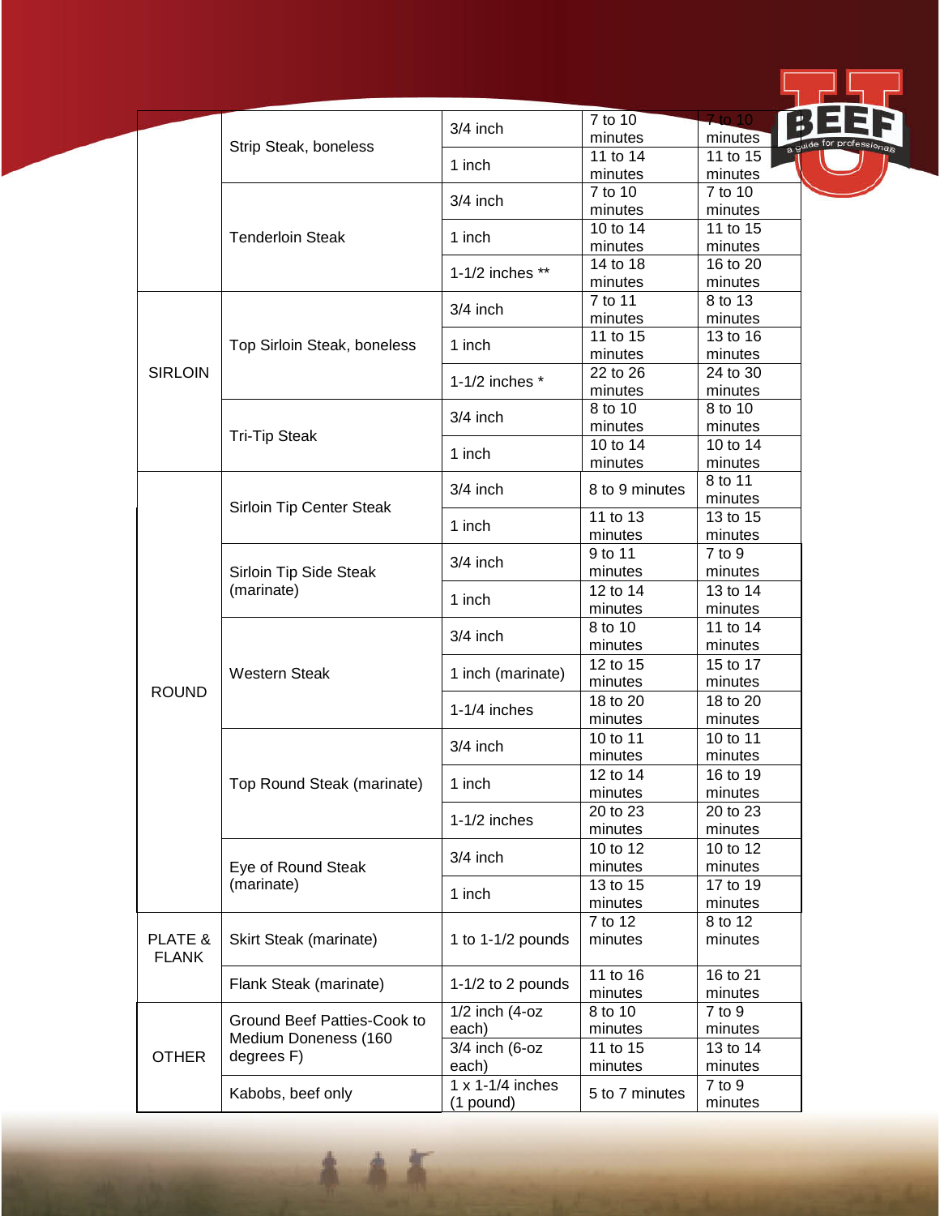| | | | | |
|---|---|---|---|---|
| | Strip Steak, boneless | 3/4 inch | 7 to 10 minutes | 7 to 10 minutes |
| | | 1 inch | 11 to 14 minutes | 11 to 15 minutes |
| | Tenderloin Steak | 3/4 inch | 7 to 10 minutes | 7 to 10 minutes |
| | | 1 inch | 10 to 14 minutes | 11 to 15 minutes |
| | | 1-1/2 inches ** | 14 to 18 minutes | 16 to 20 minutes |
| SIRLOIN | Top Sirloin Steak, boneless | 3/4 inch | 7 to 11 minutes | 8 to 13 minutes |
| | | 1 inch | 11 to 15 minutes | 13 to 16 minutes |
| | | 1-1/2 inches * | 22 to 26 minutes | 24 to 30 minutes |
| | Tri-Tip Steak | 3/4 inch | 8 to 10 minutes | 8 to 10 minutes |
| | | 1 inch | 10 to 14 minutes | 10 to 14 minutes |
| ROUND | Sirloin Tip Center Steak | 3/4 inch | 8 to 9 minutes | 8 to 11 minutes |
| | | 1 inch | 11 to 13 minutes | 13 to 15 minutes |
| | Sirloin Tip Side Steak (marinate) | 3/4 inch | 9 to 11 minutes | 7 to 9 minutes |
| | | 1 inch | 12 to 14 minutes | 13 to 14 minutes |
| | Western Steak | 3/4 inch | 8 to 10 minutes | 11 to 14 minutes |
| | | 1 inch (marinate) | 12 to 15 minutes | 15 to 17 minutes |
| | | 1-1/4 inches | 18 to 20 minutes | 18 to 20 minutes |
| | Top Round Steak (marinate) | 3/4 inch | 10 to 11 minutes | 10 to 11 minutes |
| | | 1 inch | 12 to 14 minutes | 16 to 19 minutes |
| | | 1-1/2 inches | 20 to 23 minutes | 20 to 23 minutes |
| | Eye of Round Steak (marinate) | 3/4 inch | 10 to 12 minutes | 10 to 12 minutes |
| | | 1 inch | 13 to 15 minutes | 17 to 19 minutes |
| PLATE & FLANK | Skirt Steak (marinate) | 1 to 1-1/2 pounds | 7 to 12 minutes | 8 to 12 minutes |
| | Flank Steak (marinate) | 1-1/2 to 2 pounds | 11 to 16 minutes | 16 to 21 minutes |
| OTHER | Ground Beef Patties-Cook to Medium Doneness (160 degrees F) | 1/2 inch (4-oz each) | 8 to 10 minutes | 7 to 9 minutes |
| | | 3/4 inch (6-oz each) | 11 to 15 minutes | 13 to 14 minutes |
| | Kabobs, beef only | 1 x 1-1/4 inches (1 pound) | 5 to 7 minutes | 7 to 9 minutes |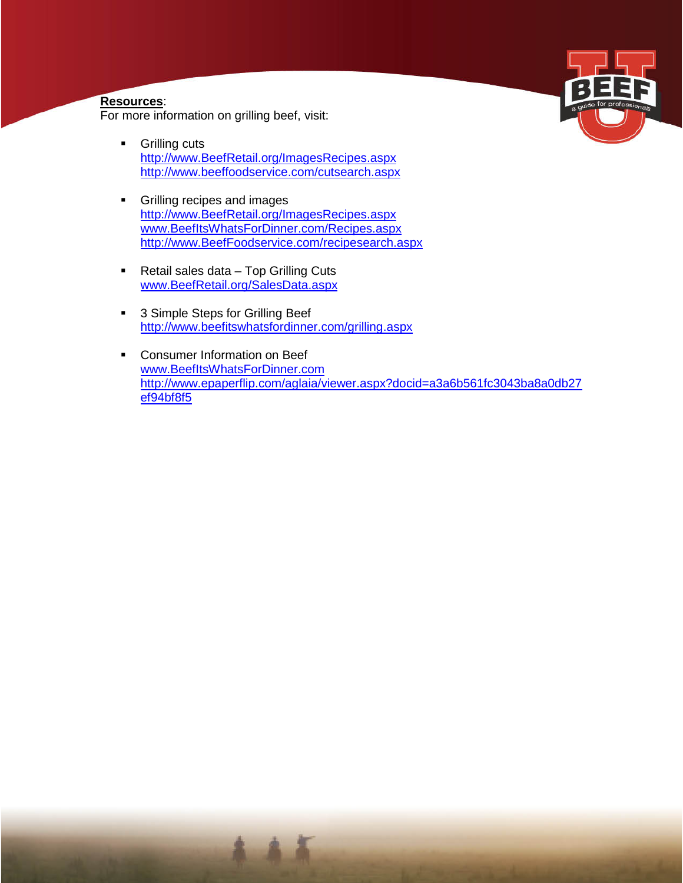**Resources**:
For more information on grilling beef, visit:

- Grilling cuts
  http://www.BeefRetail.org/ImagesRecipes.aspx
  http://www.beeffoodservice.com/cutsearch.aspx

- Grilling recipes and images
  http://www.BeefRetail.org/ImagesRecipes.aspx
  www.BeefItsWhatsForDinner.com/Recipes.aspx
  http://www.BeefFoodservice.com/recipesearch.aspx

- Retail sales data – Top Grilling Cuts
  www.BeefRetail.org/SalesData.aspx

- 3 Simple Steps for Grilling Beef
  http://www.beefitswhatsfordinner.com/grilling.aspx

- Consumer Information on Beef
  www.BeefItsWhatsForDinner.com
  http://www.epaperflip.com/aglaia/viewer.aspx?docid=a3a6b561fc3043ba8a0db27ef94bf8f5